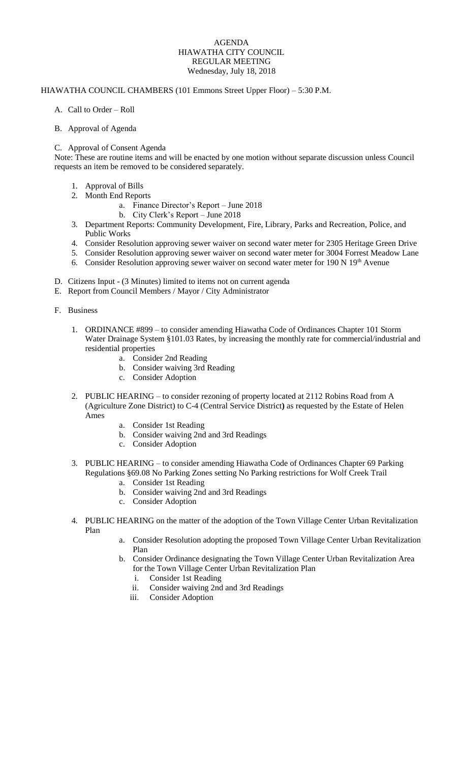# AGENDA
## HIAWATHA CITY COUNCIL
## REGULAR MEETING
Wednesday, July 18, 2018

HIAWATHA COUNCIL CHAMBERS (101 Emmons Street Upper Floor) – 5:30 P.M.

A. Call to Order – Roll

B. Approval of Agenda

C. Approval of Consent Agenda

Note: These are routine items and will be enacted by one motion without separate discussion unless Council requests an item be removed to be considered separately.

1. Approval of Bills
2. Month End Reports
   a. Finance Director's Report – June 2018
   b. City Clerk's Report – June 2018
3. Department Reports: Community Development, Fire, Library, Parks and Recreation, Police, and Public Works
4. Consider Resolution approving sewer waiver on second water meter for 2305 Heritage Green Drive
5. Consider Resolution approving sewer waiver on second water meter for 3004 Forrest Meadow Lane
6. Consider Resolution approving sewer waiver on second water meter for 190 N 19th Avenue

D. Citizens Input - (3 Minutes) limited to items not on current agenda

E. Report from Council Members / Mayor / City Administrator

F. Business

1. ORDINANCE #899 – to consider amending Hiawatha Code of Ordinances Chapter 101 Storm Water Drainage System §101.03 Rates, by increasing the monthly rate for commercial/industrial and residential properties
   a. Consider 2nd Reading
   b. Consider waiving 3rd Reading
   c. Consider Adoption

2. PUBLIC HEARING – to consider rezoning of property located at 2112 Robins Road from A (Agriculture Zone District) to C-4 (Central Service District**)** as requested by the Estate of Helen Ames
   a. Consider 1st Reading
   b. Consider waiving 2nd and 3rd Readings
   c. Consider Adoption

3. PUBLIC HEARING – to consider amending Hiawatha Code of Ordinances Chapter 69 Parking Regulations §69.08 No Parking Zones setting No Parking restrictions for Wolf Creek Trail
   a. Consider 1st Reading
   b. Consider waiving 2nd and 3rd Readings
   c. Consider Adoption

4. PUBLIC HEARING on the matter of the adoption of the Town Village Center Urban Revitalization Plan
   a. Consider Resolution adopting the proposed Town Village Center Urban Revitalization Plan
   b. Consider Ordinance designating the Town Village Center Urban Revitalization Area for the Town Village Center Urban Revitalization Plan
      i. Consider 1st Reading
      ii. Consider waiving 2nd and 3rd Readings
      iii. Consider Adoption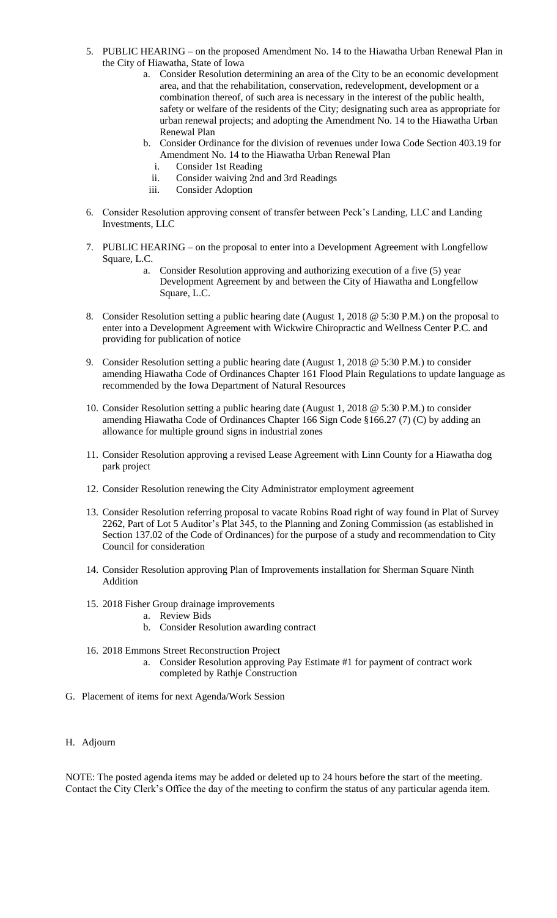5. PUBLIC HEARING – on the proposed Amendment No. 14 to the Hiawatha Urban Renewal Plan in the City of Hiawatha, State of Iowa
    a. Consider Resolution determining an area of the City to be an economic development area, and that the rehabilitation, conservation, redevelopment, development or a combination thereof, of such area is necessary in the interest of the public health, safety or welfare of the residents of the City; designating such area as appropriate for urban renewal projects; and adopting the Amendment No. 14 to the Hiawatha Urban Renewal Plan
    b. Consider Ordinance for the division of revenues under Iowa Code Section 403.19 for Amendment No. 14 to the Hiawatha Urban Renewal Plan
        i. Consider 1st Reading
        ii. Consider waiving 2nd and 3rd Readings
        iii. Consider Adoption

6. Consider Resolution approving consent of transfer between Peck's Landing, LLC and Landing Investments, LLC

7. PUBLIC HEARING – on the proposal to enter into a Development Agreement with Longfellow Square, L.C.
    a. Consider Resolution approving and authorizing execution of a five (5) year Development Agreement by and between the City of Hiawatha and Longfellow Square, L.C.

8. Consider Resolution setting a public hearing date (August 1, 2018 @ 5:30 P.M.) on the proposal to enter into a Development Agreement with Wickwire Chiropractic and Wellness Center P.C. and providing for publication of notice

9. Consider Resolution setting a public hearing date (August 1, 2018 @ 5:30 P.M.) to consider amending Hiawatha Code of Ordinances Chapter 161 Flood Plain Regulations to update language as recommended by the Iowa Department of Natural Resources

10. Consider Resolution setting a public hearing date (August 1, 2018 @ 5:30 P.M.) to consider amending Hiawatha Code of Ordinances Chapter 166 Sign Code §166.27 (7) (C) by adding an allowance for multiple ground signs in industrial zones

11. Consider Resolution approving a revised Lease Agreement with Linn County for a Hiawatha dog park project

12. Consider Resolution renewing the City Administrator employment agreement

13. Consider Resolution referring proposal to vacate Robins Road right of way found in Plat of Survey 2262, Part of Lot 5 Auditor's Plat 345, to the Planning and Zoning Commission (as established in Section 137.02 of the Code of Ordinances) for the purpose of a study and recommendation to City Council for consideration

14. Consider Resolution approving Plan of Improvements installation for Sherman Square Ninth Addition

15. 2018 Fisher Group drainage improvements
    a. Review Bids
    b. Consider Resolution awarding contract

16. 2018 Emmons Street Reconstruction Project
    a. Consider Resolution approving Pay Estimate #1 for payment of contract work completed by Rathje Construction

G. Placement of items for next Agenda/Work Session

H. Adjourn

NOTE: The posted agenda items may be added or deleted up to 24 hours before the start of the meeting. Contact the City Clerk's Office the day of the meeting to confirm the status of any particular agenda item.